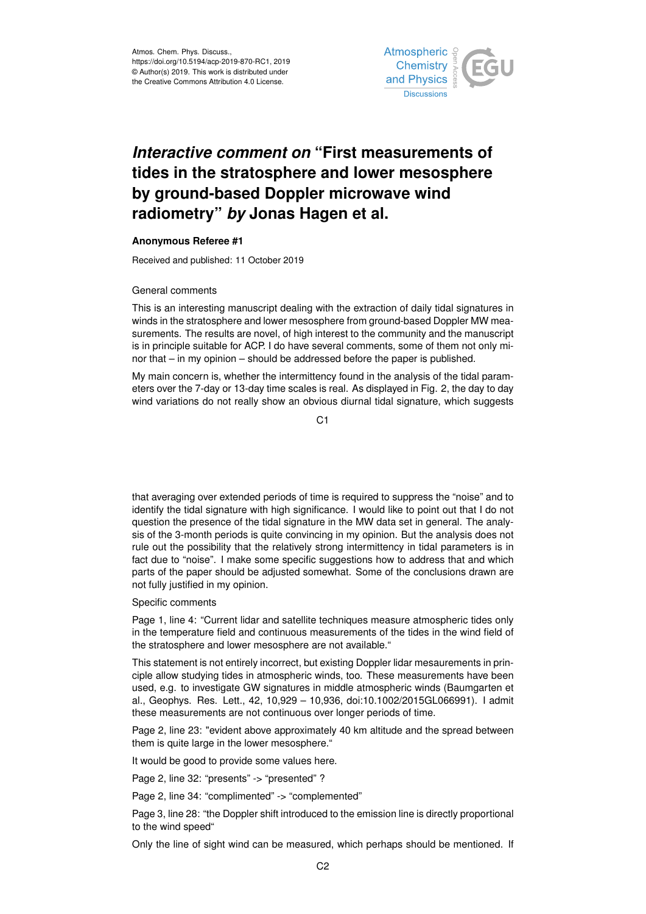# *Interactive comment on* "First measurements of tides in the stratosphere and lower mesosphere by ground-based Doppler microwave wind radiometry" *by* Jonas Hagen et al.

**Anonymous Referee #1**

Received and published: 11 October 2019

General comments

This is an interesting manuscript dealing with the extraction of daily tidal signatures in winds in the stratosphere and lower mesosphere from ground-based Doppler MW measurements. The results are novel, of high interest to the community and the manuscript is in principle suitable for ACP. I do have several comments, some of them not only minor that – in my opinion – should be addressed before the paper is published.

My main concern is, whether the intermittency found in the analysis of the tidal parameters over the 7-day or 13-day time scales is real. As displayed in Fig. 2, the day to day wind variations do not really show an obvious diurnal tidal signature, which suggests that averaging over extended periods of time is required to suppress the "noise" and to identify the tidal signature with high significance. I would like to point out that I do not question the presence of the tidal signature in the MW data set in general. The analysis of the 3-month periods is quite convincing in my opinion. But the analysis does not rule out the possibility that the relatively strong intermittency in tidal parameters is in fact due to "noise". I make some specific suggestions how to address that and which parts of the paper should be adjusted somewhat. Some of the conclusions drawn are not fully justified in my opinion.

Specific comments

Page 1, line 4: "Current lidar and satellite techniques measure atmospheric tides only in the temperature field and continuous measurements of the tides in the wind field of the stratosphere and lower mesosphere are not available."

This statement is not entirely incorrect, but existing Doppler lidar mesaurements in principle allow studying tides in atmospheric winds, too. These measurements have been used, e.g. to investigate GW signatures in middle atmospheric winds (Baumgarten et al., Geophys. Res. Lett., 42, 10,929 – 10,936, doi:10.1002/2015GL066991). I admit these measurements are not continuous over longer periods of time.

Page 2, line 23: "evident above approximately 40 km altitude and the spread between them is quite large in the lower mesosphere."

It would be good to provide some values here.

Page 2, line 32: "presents" -> "presented" ?

Page 2, line 34: "complimented" -> "complemented"

Page 3, line 28: "the Doppler shift introduced to the emission line is directly proportional to the wind speed"

Only the line of sight wind can be measured, which perhaps should be mentioned. If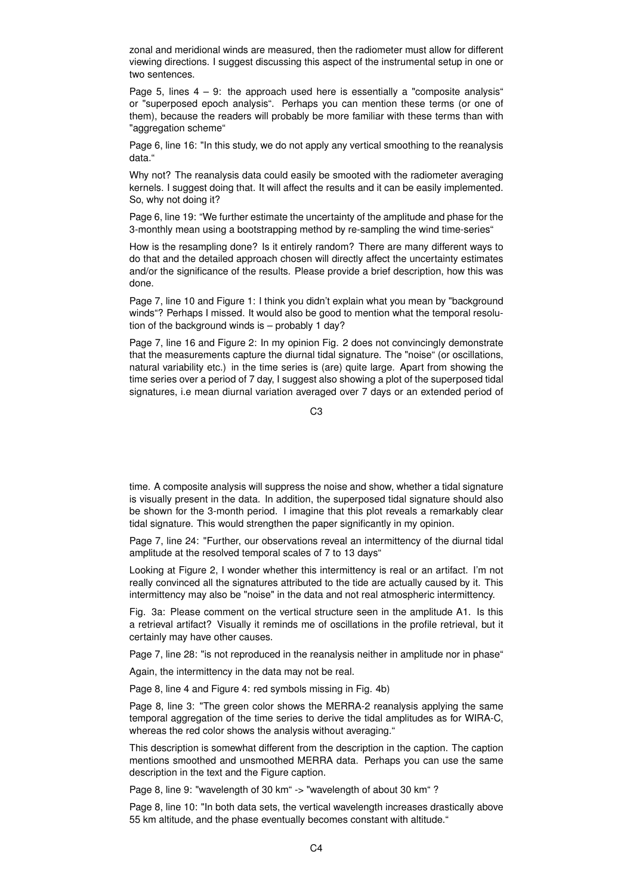zonal and meridional winds are measured, then the radiometer must allow for different viewing directions. I suggest discussing this aspect of the instrumental setup in one or two sentences.

Page 5, lines 4 – 9: the approach used here is essentially a "composite analysis" or "superposed epoch analysis". Perhaps you can mention these terms (or one of them), because the readers will probably be more familiar with these terms than with "aggregation scheme"

Page 6, line 16: "In this study, we do not apply any vertical smoothing to the reanalysis data."

Why not? The reanalysis data could easily be smooted with the radiometer averaging kernels. I suggest doing that. It will affect the results and it can be easily implemented. So, why not doing it?

Page 6, line 19: "We further estimate the uncertainty of the amplitude and phase for the 3-monthly mean using a bootstrapping method by re-sampling the wind time-series"

How is the resampling done? Is it entirely random? There are many different ways to do that and the detailed approach chosen will directly affect the uncertainty estimates and/or the significance of the results. Please provide a brief description, how this was done.

Page 7, line 10 and Figure 1: I think you didn't explain what you mean by "background winds"? Perhaps I missed. It would also be good to mention what the temporal resolution of the background winds is – probably 1 day?

Page 7, line 16 and Figure 2: In my opinion Fig. 2 does not convincingly demonstrate that the measurements capture the diurnal tidal signature. The "noise" (or oscillations, natural variability etc.) in the time series is (are) quite large. Apart from showing the time series over a period of 7 day, I suggest also showing a plot of the superposed tidal signatures, i.e mean diurnal variation averaged over 7 days or an extended period of time. A composite analysis will suppress the noise and show, whether a tidal signature is visually present in the data. In addition, the superposed tidal signature should also be shown for the 3-month period. I imagine that this plot reveals a remarkably clear tidal signature. This would strengthen the paper significantly in my opinion.

Page 7, line 24: "Further, our observations reveal an intermittency of the diurnal tidal amplitude at the resolved temporal scales of 7 to 13 days"

Looking at Figure 2, I wonder whether this intermittency is real or an artifact. I'm not really convinced all the signatures attributed to the tide are actually caused by it. This intermittency may also be "noise" in the data and not real atmospheric intermittency.

Fig. 3a: Please comment on the vertical structure seen in the amplitude A1. Is this a retrieval artifact? Visually it reminds me of oscillations in the profile retrieval, but it certainly may have other causes.

Page 7, line 28: "is not reproduced in the reanalysis neither in amplitude nor in phase"

Again, the intermittency in the data may not be real.

Page 8, line 4 and Figure 4: red symbols missing in Fig. 4b)

Page 8, line 3: "The green color shows the MERRA-2 reanalysis applying the same temporal aggregation of the time series to derive the tidal amplitudes as for WIRA-C, whereas the red color shows the analysis without averaging."

This description is somewhat different from the description in the caption. The caption mentions smoothed and unsmoothed MERRA data. Perhaps you can use the same description in the text and the Figure caption.

Page 8, line 9: "wavelength of 30 km" -> "wavelength of about 30 km" ?

Page 8, line 10: "In both data sets, the vertical wavelength increases drastically above 55 km altitude, and the phase eventually becomes constant with altitude."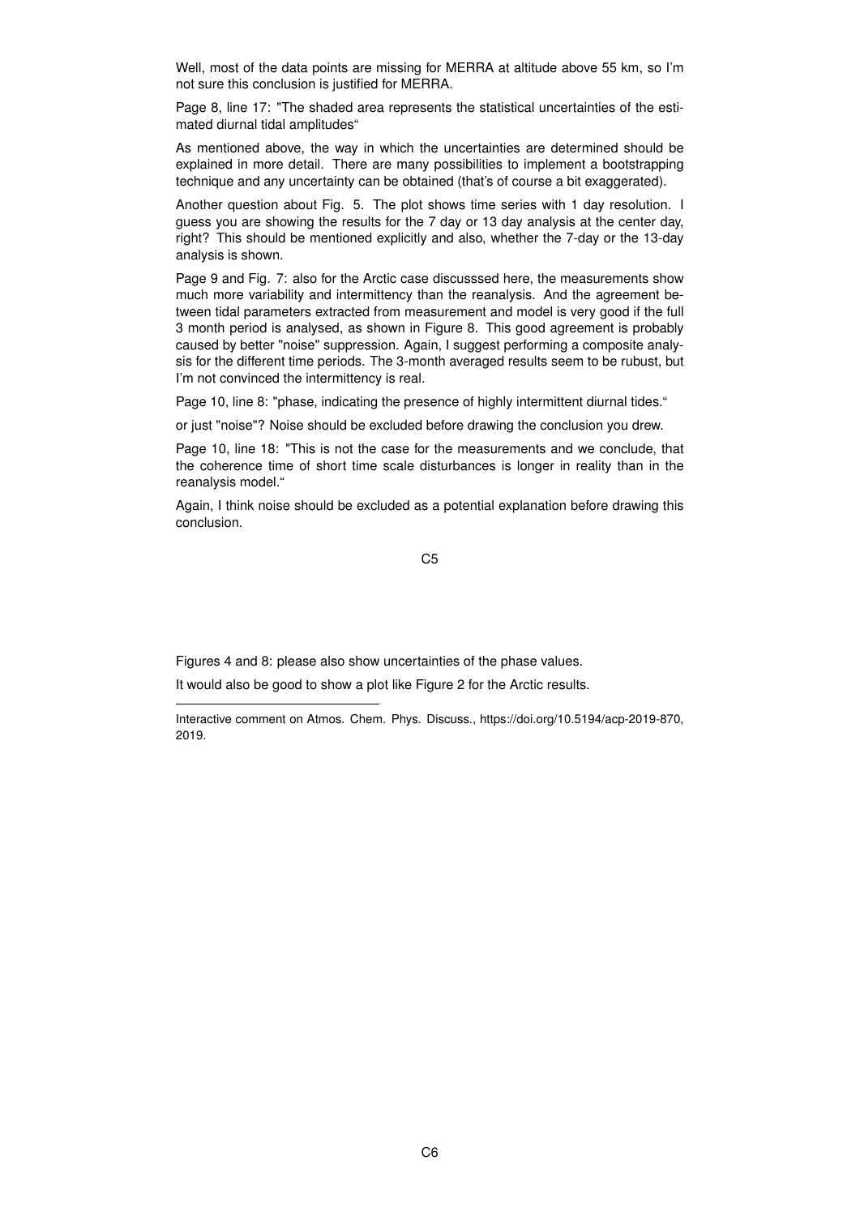Well, most of the data points are missing for MERRA at altitude above 55 km, so I'm not sure this conclusion is justified for MERRA.

Page 8, line 17: "The shaded area represents the statistical uncertainties of the estimated diurnal tidal amplitudes"

As mentioned above, the way in which the uncertainties are determined should be explained in more detail. There are many possibilities to implement a bootstrapping technique and any uncertainty can be obtained (that's of course a bit exaggerated).

Another question about Fig. 5. The plot shows time series with 1 day resolution. I guess you are showing the results for the 7 day or 13 day analysis at the center day, right? This should be mentioned explicitly and also, whether the 7-day or the 13-day analysis is shown.

Page 9 and Fig. 7: also for the Arctic case discusssed here, the measurements show much more variability and intermittency than the reanalysis. And the agreement between tidal parameters extracted from measurement and model is very good if the full 3 month period is analysed, as shown in Figure 8. This good agreement is probably caused by better "noise" suppression. Again, I suggest performing a composite analysis for the different time periods. The 3-month averaged results seem to be rubust, but I'm not convinced the intermittency is real.

Page 10, line 8: "phase, indicating the presence of highly intermittent diurnal tides."

or just "noise"? Noise should be excluded before drawing the conclusion you drew.

Page 10, line 18: "This is not the case for the measurements and we conclude, that the coherence time of short time scale disturbances is longer in reality than in the reanalysis model."

Again, I think noise should be excluded as a potential explanation before drawing this conclusion.

Figures 4 and 8: please also show uncertainties of the phase values.

It would also be good to show a plot like Figure 2 for the Arctic results.

---

Interactive comment on Atmos. Chem. Phys. Discuss., https://doi.org/10.5194/acp-2019-870, 2019.